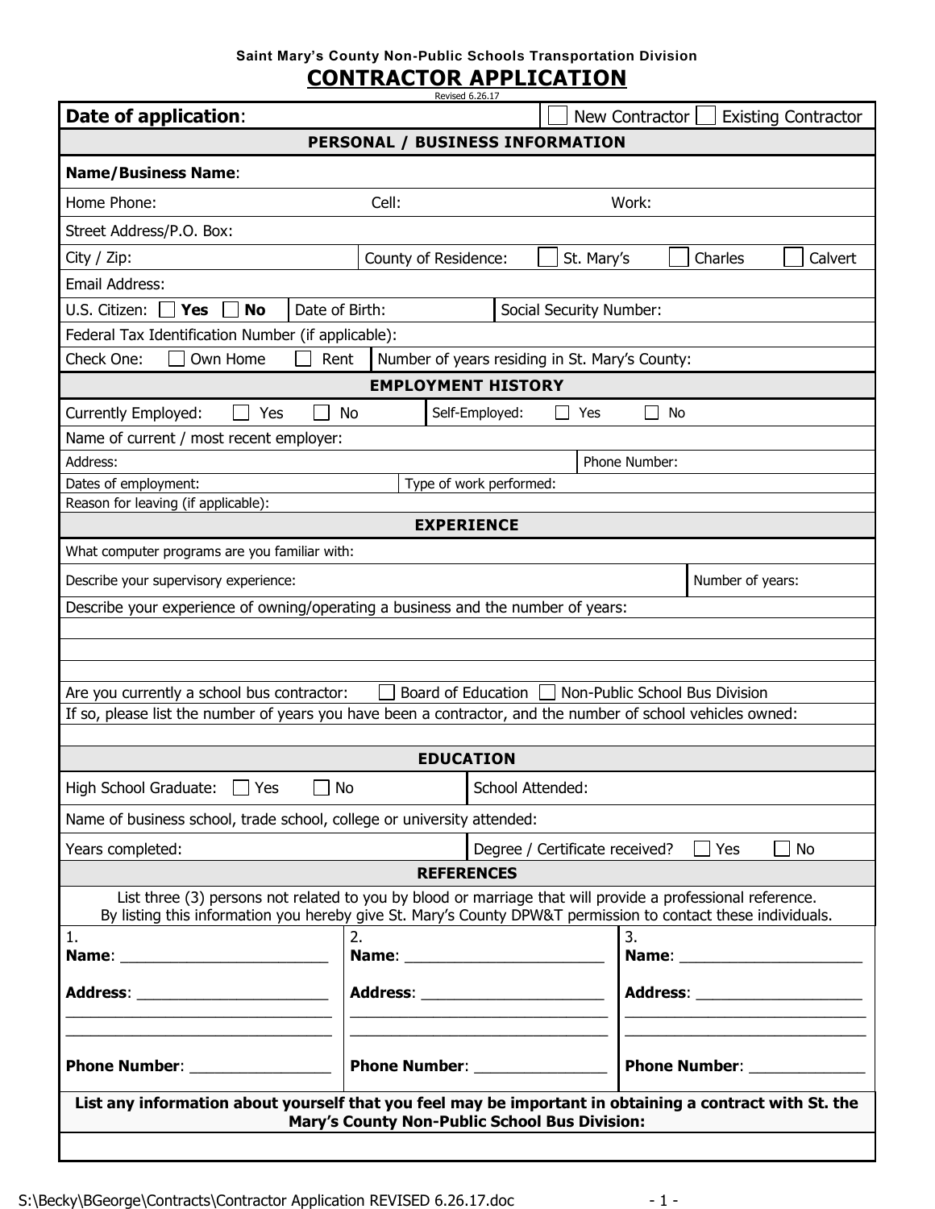**Saint Mary's County Non-Public Schools Transportation Division**

# CONTRACTOR APPLICATION

Revised 6.26.17

**Date of application**: ☐ New Contractor ☐ Existing Contractor

## PERSONAL / BUSINESS INFORMATION

**Name/Business Name**:

Home Phone: Cell: Work:

Street Address/P.O. Box:

City / Zip: County of Residence: ☐ St. Mary's ☐ Charles ☐ Calvert

Email Address:

U.S. Citizen: ☐ **Yes** ☐ **No** Date of Birth: Social Security Number:

Federal Tax Identification Number (if applicable):

Check One: ☐ Own Home ☐ Rent Number of years residing in St. Mary's County:

## EMPLOYMENT HISTORY

Currently Employed: ☐ Yes ☐ No Self-Employed: ☐ Yes ☐ No

Name of current / most recent employer:

Address: Phone Number:

Dates of employment: Type of work performed:

Reason for leaving (if applicable):

## EXPERIENCE

What computer programs are you familiar with:

Describe your supervisory experience: Number of years:

Describe your experience of owning/operating a business and the number of years:

Are you currently a school bus contractor: ☐ Board of Education ☐ Non-Public School Bus Division

If so, please list the number of years you have been a contractor, and the number of school vehicles owned:

## EDUCATION

High School Graduate: ☐ Yes ☐ No School Attended:

Name of business school, trade school, college or university attended:

Years completed: Degree / Certificate received? ☐ Yes ☐ No

## REFERENCES

List three (3) persons not related to you by blood or marriage that will provide a professional reference.
By listing this information you hereby give St. Mary's County DPW&T permission to contact these individuals.

| 1. | 2. | 3. |
|---|---|---|
| **Name**: ________________________ | **Name**: ________________________ | **Name**: ______________________ |
| **Address**: ______________________ | **Address**: _____________________ | **Address**: ____________________ |
| ________________________________ | ________________________________ | ______________________________ |
| ________________________________ | ________________________________ | ______________________________ |
| **Phone Number**: ________________ | **Phone Number**: _______________ | **Phone Number**: _____________ |

**List any information about yourself that you feel may be important in obtaining a contract with St. the Mary's County Non-Public School Bus Division:**

S:\Becky\BGeorge\Contracts\Contractor Application REVISED 6.26.17.doc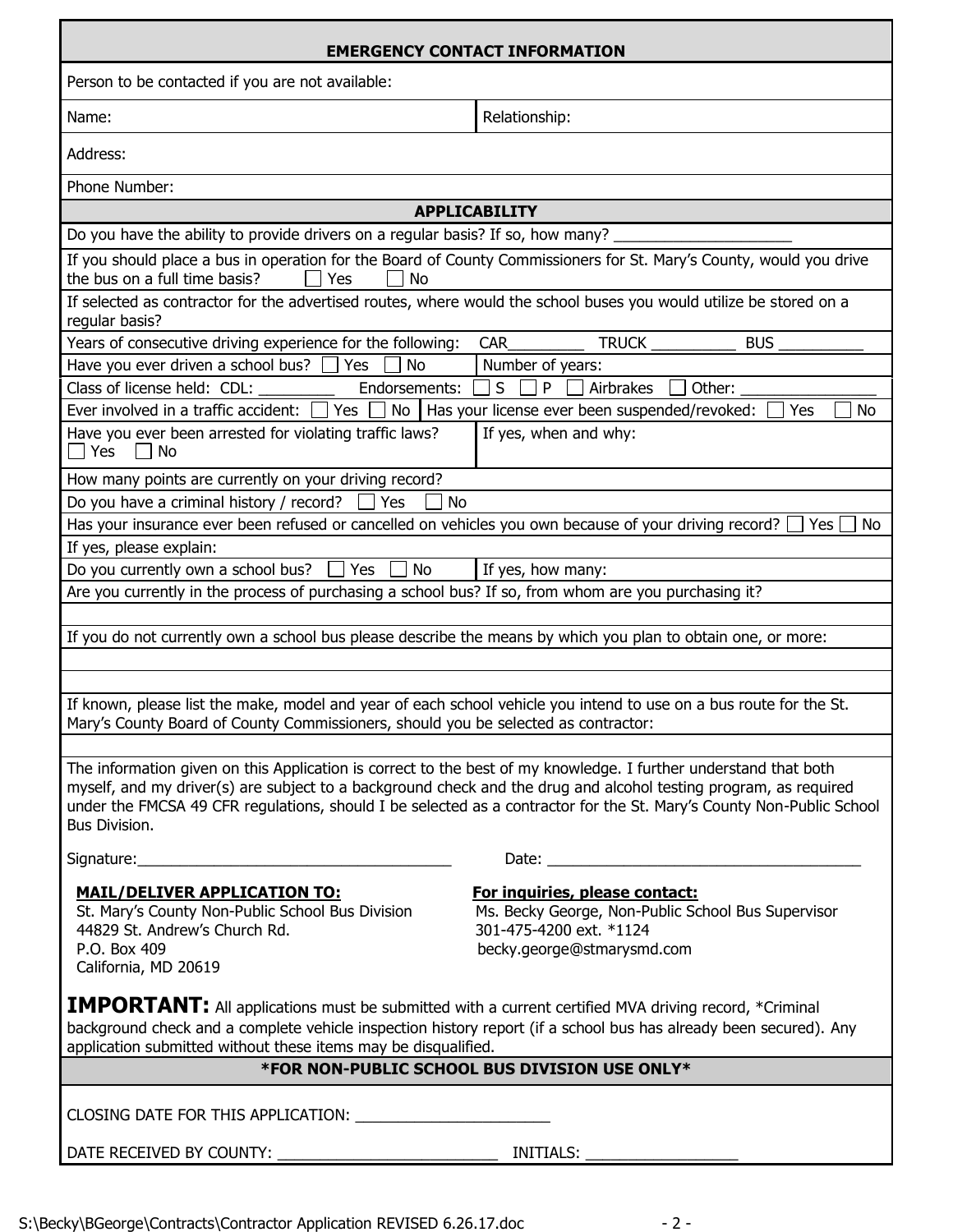## EMERGENCY CONTACT INFORMATION

Person to be contacted if you are not available:

| | |
|---|---|
| Name: | Relationship: |
| Address: | |
| Phone Number: | |

## APPLICABILITY

Do you have the ability to provide drivers on a regular basis? If so, how many? ____________________

If you should place a bus in operation for the Board of County Commissioners for St. Mary's County, would you drive the bus on a full time basis? ☐ Yes ☐ No

If selected as contractor for the advertised routes, where would the school buses you would utilize be stored on a regular basis?

Years of consecutive driving experience for the following: CAR_________ TRUCK __________ BUS __________

| | |
|---|---|
| Have you ever driven a school bus? ☐ Yes ☐ No | Number of years: |

Class of license held: CDL: _________ Endorsements: ☐ S ☐ P ☐ Airbrakes ☐ Other: ________________

| | |
|---|---|
| Ever involved in a traffic accident: ☐ Yes ☐ No | Has your license ever been suspended/revoked: ☐ Yes ☐ No |
| Have you ever been arrested for violating traffic laws? ☐ Yes ☐ No | If yes, when and why: |

How many points are currently on your driving record?

Do you have a criminal history / record? ☐ Yes ☐ No

Has your insurance ever been refused or cancelled on vehicles you own because of your driving record? ☐ Yes ☐ No

If yes, please explain:

| | |
|---|---|
| Do you currently own a school bus? ☐ Yes ☐ No | If yes, how many: |

Are you currently in the process of purchasing a school bus? If so, from whom are you purchasing it?

If you do not currently own a school bus please describe the means by which you plan to obtain one, or more:

If known, please list the make, model and year of each school vehicle you intend to use on a bus route for the St. Mary's County Board of County Commissioners, should you be selected as contractor:

The information given on this Application is correct to the best of my knowledge. I further understand that both myself, and my driver(s) are subject to a background check and the drug and alcohol testing program, as required under the FMCSA 49 CFR regulations, should I be selected as a contractor for the St. Mary's County Non-Public School Bus Division.

Signature:_____________________________________ Date: ______________________________________

**MAIL/DELIVER APPLICATION TO:**
St. Mary's County Non-Public School Bus Division
44829 St. Andrew's Church Rd.
P.O. Box 409
California, MD 20619

**For inquiries, please contact:**
Ms. Becky George, Non-Public School Bus Supervisor
301-475-4200 ext. *1124
becky.george@stmarysmd.com

**IMPORTANT:** All applications must be submitted with a current certified MVA driving record, *Criminal background check and a complete vehicle inspection history report (if a school bus has already been secured). Any application submitted without these items may be disqualified.

## *FOR NON-PUBLIC SCHOOL BUS DIVISION USE ONLY*

CLOSING DATE FOR THIS APPLICATION: _______________________

DATE RECEIVED BY COUNTY: __________________________ INITIALS: __________________

S:\Becky\BGeorge\Contracts\Contractor Application REVISED 6.26.17.doc